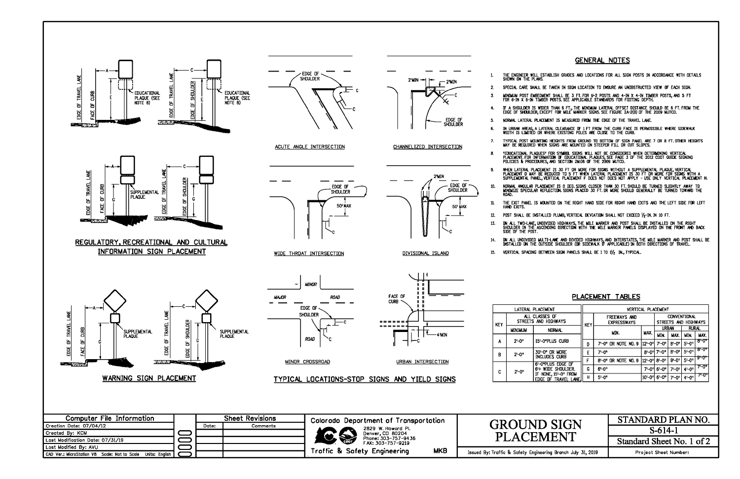## REGULATORY, RECREATIONAL AND CULTURAL INFORMATION SIGN PLACEMENT

EDGE OF TRAVEL LANE, FACE OF CURB, A, E, EDUCATIONAL PLAQUE (SEE NOTE 8)

EDGE OF TRAVEL LANE, EDGE OF SHOULDER, C, E, EDUCATIONAL PLAQUE (SEE NOTE 8)

EDGE OF TRAVEL LANE, FACE OF CURB, A, G, SUPPLEMENTAL PLAQUE

EDGE OF TRAVEL LANE, EDGE OF SHOULDER, C, G

## WARNING SIGN PLACEMENT

EDGE OF TRAVEL LANE, FACE OF CURB, A, G, SUPPLEMENTAL PLAQUE

EDGE OF TRAVEL LANE, EDGE OF SHOULDER, C, G, SUPPLEMENTAL PLAQUE

## TYPICAL LOCATIONS-STOP SIGNS AND YIELD SIGNS

**ACUTE ANGLE INTERSECTION** — EDGE OF SHOULDER, C

**CHANNELIZED INTERSECTION** — 2'MIN, 2'MIN, C, EDGE OF SHOULDER

**WIDE THROAT INTERSECTION** — EDGE OF SHOULDER, 50' MAX, C

**DIVISIONAL ISLAND** — 2'MIN, EDGE OF SHOULDER, 50' MAX, C

**MINOR CROSSROAD** — MINOR, MAJOR ROAD, EDGE OF SHOULDER, ROAD, C

**URBAN INTERSECTION** — FACE OF CURB, C, 4'MIN

## GENERAL NOTES

1. THE ENGINEER WILL ESTABLISH GRADES AND LOCATIONS FOR ALL SIGN POSTS IN ACCORDANCE WITH DETAILS SHOWN ON THE PLANS.
2. SPECIAL CARE SHALL BE TAKEN IN SIGN LOCATION TO ENSURE AN UNOBSTRUCTED VIEW OF EACH SIGN.
3. MINIMUM POST EMBEDMENT SHALL BE 3 FT. FOR U-2 POSTS AND 4-IN X 4-IN TIMBER POSTS, AND 5 FT FOR 6-IN X 6-IN TIMBER POSTS. SEE APPLICABLE STANDARDS FOR FOOTING DEPTH.
4. IF A SHOULDER IS WIDER THAN 6 FT., THE MINIMUM LATERAL OFFSET DISTANCE SHOULD BE 6 FT. FROM THE EDGE OF SHOULDER, EXCEPT FOR MILE MARKER SIGNS. SEE FIGURE 2A-2(B) OF THE 2009 MUTCD.
5. NORMAL LATERAL PLACEMENT IS MEASURED FROM THE EDGE OF THE TRAVEL LANE.
6. IN URBAN AREAS, A LATERAL CLEARANCE OF 1 FT FROM THE CURB FACE IS PERMISSIBLE WHERE SIDEWALK WIDTH IS LIMITED OR WHERE EXISTING POLES ARE CLOSE TO THE CURB.
7. TYPICAL POST MOUNTING HEIGHTS FROM GROUND TO BOTTOM OF SIGN PANEL ARE 7 OR 8 FT. OTHER HEIGHTS MAY BE REQUIRED WHEN SIGNS ARE MOUNTED ON STEEPER FILL OR CUT SLOPES.
8. "EDUCATIONAL PLAQUES" FOR SYMBOL SIGNS WILL NOT BE CONSIDERED WHEN DETERMINING VERTICAL PLACEMENT. FOR INFORMATION OF EDUCATIONAL PLAQUES, SEE PAGE 3 OF THE 2012 CDOT GUIDE SIGNING POLICIES & PROCEDURES, AND SECTION 2M.06 OF THE 2009 MUTCD.
9. WHEN LATERAL PLACEMENT IS 30 FT OR MORE FOR SIGNS WITHOUT A SUPPLEMENTAL PLAQUE, VERTICAL PLACEMENT D MAY BE REDUCED TO 5 FT WHEN LATERAL PLACEMENT IS 30 FT OR MORE FOR SIGNS WITH A SUPPLEMENTAL PANEL, VERTICAL PLACEMENT F DOES NOT DOES NOT APPLY - USE ONLY VERTICAL PLACEMENT H.
10. NORMAL ANGULAR PLACEMENT IS 0 DEG. SIGNS CLOSER THAN 30 FT. SHOULD BE TURNED SLIGHTLY AWAY TO MINIMIZE SPECULAR REFLECTION. SIGNS PLACED 30 FT. OR MORE SHOULD GENERALLY BE TURNED TOWARD THE ROAD.
11. THE EXIT PANEL IS MOUNTED ON THE RIGHT HAND SIDE FOR RIGHT HAND EXITS AND THE LEFT SIDE FOR LEFT HAND EXITS.
12. POST SHALL BE INSTALLED PLUMB, VERTICAL DEVIATION SHALL NOT EXCEED 1/2-IN. IN 10 FT.
13. ON ALL TWO-LANE, UNDIVIDED HIGHWAYS, THE MILE MARKER AND POST SHALL BE INSTALLED ON THE RIGHT SHOULDER IN THE ASCENDING DIRECTION WITH THE MILE MARKER PANELS DISPLAYED ON THE FRONT AND BACK SIDE OF THE POST.
14. ON ALL UNDIVIDED MULTI-LANE AND DIVIDED HIGHWAYS, AND INTERSTATES, THE MILE MARKER AND POST SHALL BE INSTALLED ON THE OUTSIDE SHOULDER (OR SIDEWALK IF APPLICABLE) IN BOTH DIRECTIONS OF TRAVEL.
15. VERTICAL SPACING BETWEEN SIGN PANELS SHALL BE 1 TO 1 1/2 IN., TYPICAL.

## PLACEMENT TABLES

| LATERAL PLACEMENT | | |
|---|---|---|
| KEY | ALL CLASSES OF STREETS AND HIGHWAYS | |
| | MINIMUM | NORMAL |
| A | 2'-0" | 15'-0"PLUS CURB |
| B | 2'-0" | 30'-0" OR MORE INCLUDES CURB |
| C | 2'-0" | 6'-0"PLUS EDGE OF 6'+ WIDE SHOULDER. IF NONE, 15'-0" FROM EDGE OF TRAVEL LANE |

| VERTICAL PLACEMENT | | | | | | |
|---|---|---|---|---|---|---|
| KEY | FREEWAYS AND EXPRESSWAYS | | CONVENTIONAL STREETS AND HIGHWAYS | | | |
| | | | URBAN | | RURAL | |
| | MIN. | MAX. | MIN. | MAX. | MIN. | MAX. |
| D | 7'-0" OR NOTE NO. 9 | 12'-0" | 7'-0" | 8'-0" | 5'-0" | 8'-0" |
| E | 7'-0" | 8'-0" | 7'-0" | 8'-0" | 5'-0" | 8'-0" |
| F | 8'-0" OR NOTE NO. 9 | 12'-0" | 8'-0" | 9'-0" | 5'-0" | 9'-0" |
| G | 6'-0" | 7'-0" | 6'-0" | 7'-0' | 4'-0" | 7'-0" |
| H | 5'-0" | 10'-0" | 6'-0" | 7'-0' | 4'-0" | 7'-0" |

| Computer File Information | |
|---|---|
| Creation Date: 07/04/12 | |
| Created By: KCM | |
| Last Modification Date: 07/31/19 | |
| Last Modified By: AVU | |
| CAD Ver.: MicroStation V8 | Scale: Not to Scale Units: English |

| Sheet Revisions | |
|---|---|
| Date: | Comments |

Colorado Department of Transportation
2829 W. Howard Pl.
Denver, CO 80204
Phone: 303-757-9436
FAX: 303-757-9219

Traffic & Safety Engineering MKB

# GROUND SIGN PLACEMENT

Issued By: Traffic & Safety Engineering Branch July 31, 2019

STANDARD PLAN NO.
S-614-1
Standard Sheet No. 1 of 2

Project Sheet Number: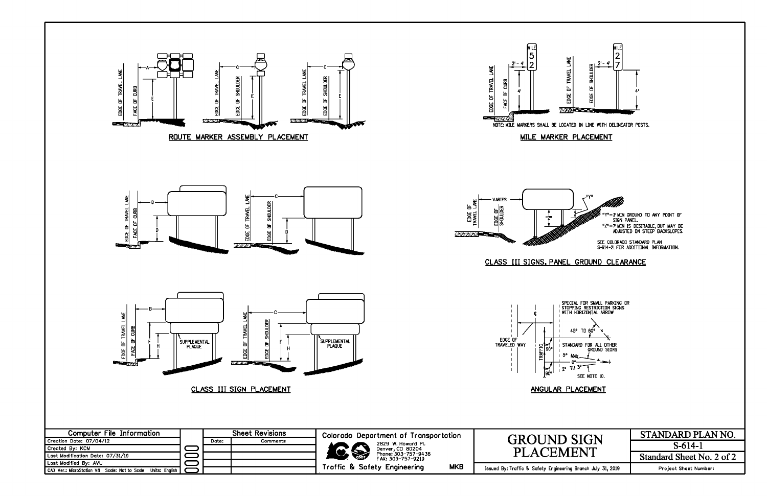## ROUTE MARKER ASSEMBLY PLACEMENT

EDGE OF TRAVEL LANE

FACE OF CURB

A

E

EDGE OF TRAVEL LANE

EDGE OF SHOULDER

C

E

EDGE OF TRAVEL LANE

EDGE OF SHOULDER

C

E

## MILE MARKER PLACEMENT

EDGE OF TRAVEL LANE

FACE OF CURB

2' - 4'

4'

MILE 5 2

EDGE OF TRAVEL LANE

EDGE OF SHOULDER

2' - 4'

4'

MILE 2 7

NOTE: MILE MARKERS SHALL BE LOCATED IN LINE WITH DELINEATOR POSTS.

EDGE OF TRAVEL LANE

FACE OF CURB

B

D

EDGE OF TRAVEL LANE

EDGE OF SHOULDER

C

D

## CLASS III SIGNS, PANEL GROUND CLEARANCE

EDGE OF TRAVEL LANE

EDGE OF SHOULDER

VARIES

"Y"

"Z"

"Y"=3' MIN GROUND TO ANY POINT OF SIGN PANEL.

"Z"=7' MIN IS DESIRABLE, BUT MAY BE ADJUSTED ON STEEP BACKSLOPES.

SEE COLORADO STANDARD PLAN S-614-21 FOR ADDITIONAL INFORMATION.

## CLASS III SIGN PLACEMENT

EDGE OF TRAVEL LANE

FACE OF CURB

B

F

H

SUPPLEMENTAL PLAQUE

EDGE OF TRAVEL LANE

EDGE OF SHOULDER

C

F

H

SUPPLEMENTAL PLAQUE

## ANGULAR PLACEMENT

EDGE OF TRAVELED WAY

℄

TRAFFIC

SPECIAL FOR SMALL PARKING OR STOPPING RESTRICTION SIGNS WITH HORIZONTAL ARROW

45° TO 60°

90°

STANDARD FOR ALL OTHER GROUND SIGNS

5° MAX.

0°

2° TO 3°

90°

SEE NOTE 10.

| Computer File Information |
| --- |
| Creation Date: 07/04/12 |
| Created By: KCM |
| Last Modification Date: 07/31/19 |
| Last Modified By: AVU |
| CAD Ver.: MicroStation V8  Scale: Not to Scale  Units: English |

| Sheet Revisions | |
| --- | --- |
| Date: | Comments |
| | |
| | |
| | |
| | |

Colorado Department of Transportation

2829 W. Howard Pl.
Denver, CO 80204
Phone: 303-757-9436
FAX: 303-757-9219

Traffic & Safety Engineering MKB

# GROUND SIGN PLACEMENT

Issued By: Traffic & Safety Engineering Branch July 31, 2019

STANDARD PLAN NO.

S-614-1

Standard Sheet No. 2 of 2

Project Sheet Number: